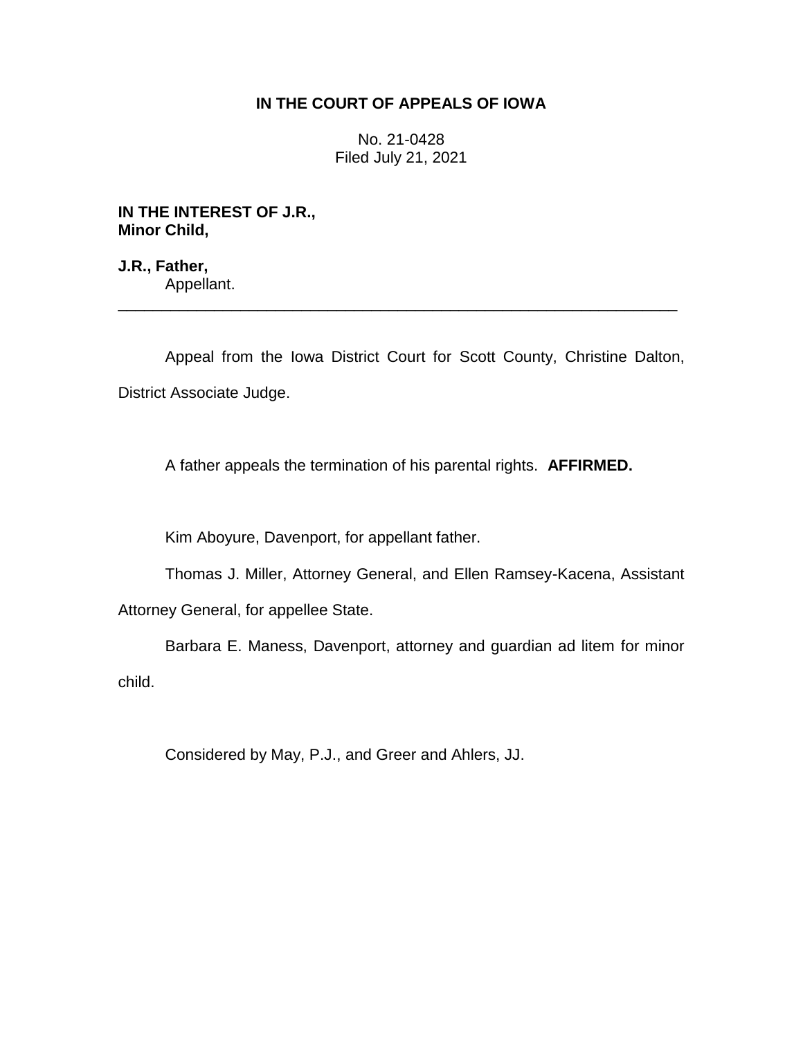**IN THE COURT OF APPEALS OF IOWA**

No. 21-0428
Filed July 21, 2021

**IN THE INTEREST OF J.R.,**
**Minor Child,**

**J.R., Father,**
Appellant.

---

Appeal from the Iowa District Court for Scott County, Christine Dalton, District Associate Judge.

A father appeals the termination of his parental rights. **AFFIRMED.**

Kim Aboyure, Davenport, for appellant father.

Thomas J. Miller, Attorney General, and Ellen Ramsey-Kacena, Assistant Attorney General, for appellee State.

Barbara E. Maness, Davenport, attorney and guardian ad litem for minor child.

Considered by May, P.J., and Greer and Ahlers, JJ.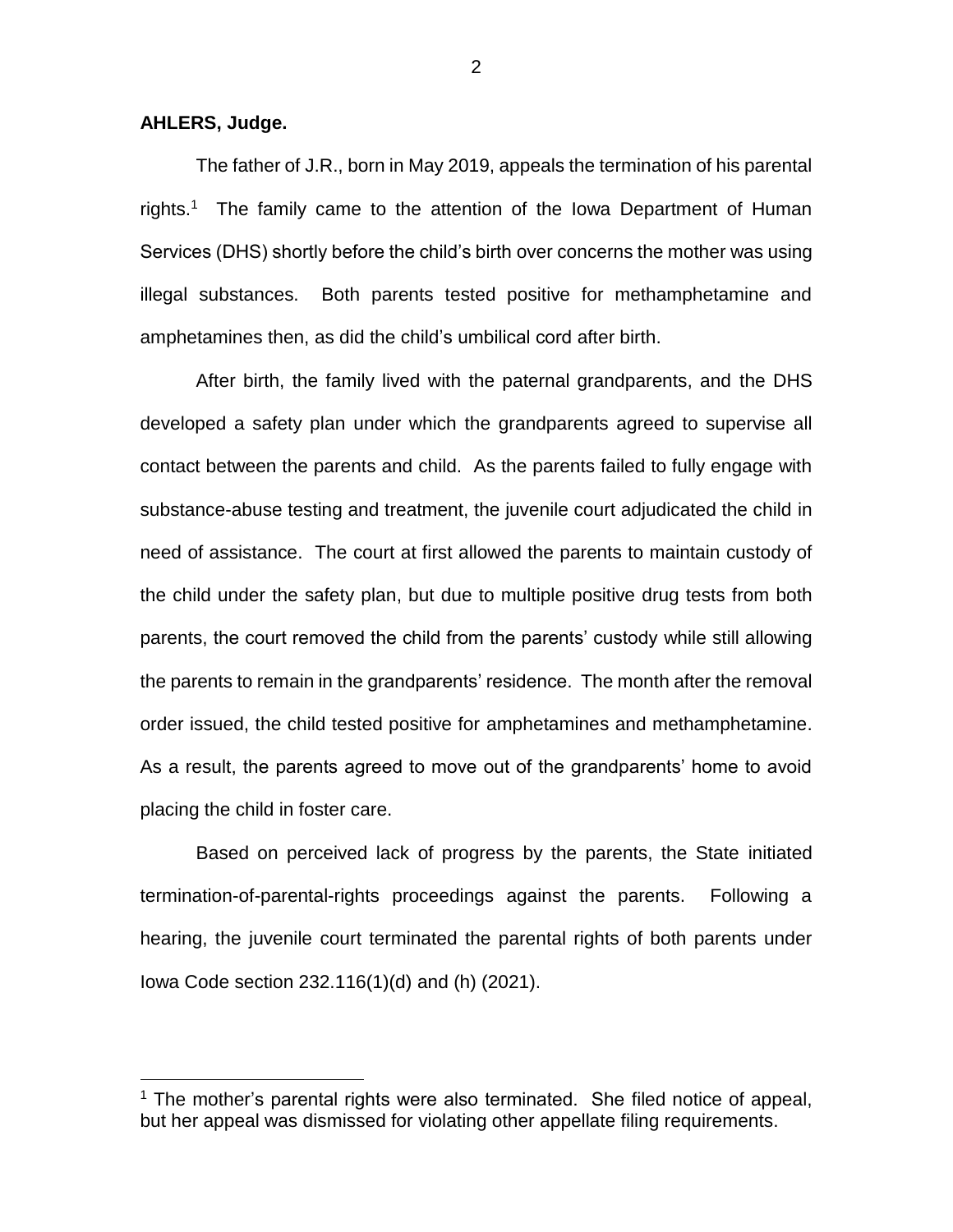**AHLERS, Judge.**

The father of J.R., born in May 2019, appeals the termination of his parental rights.[1] The family came to the attention of the Iowa Department of Human Services (DHS) shortly before the child's birth over concerns the mother was using illegal substances. Both parents tested positive for methamphetamine and amphetamines then, as did the child's umbilical cord after birth.

After birth, the family lived with the paternal grandparents, and the DHS developed a safety plan under which the grandparents agreed to supervise all contact between the parents and child. As the parents failed to fully engage with substance-abuse testing and treatment, the juvenile court adjudicated the child in need of assistance. The court at first allowed the parents to maintain custody of the child under the safety plan, but due to multiple positive drug tests from both parents, the court removed the child from the parents' custody while still allowing the parents to remain in the grandparents' residence. The month after the removal order issued, the child tested positive for amphetamines and methamphetamine. As a result, the parents agreed to move out of the grandparents' home to avoid placing the child in foster care.

Based on perceived lack of progress by the parents, the State initiated termination-of-parental-rights proceedings against the parents. Following a hearing, the juvenile court terminated the parental rights of both parents under Iowa Code section 232.116(1)(d) and (h) (2021).

[1] The mother's parental rights were also terminated. She filed notice of appeal, but her appeal was dismissed for violating other appellate filing requirements.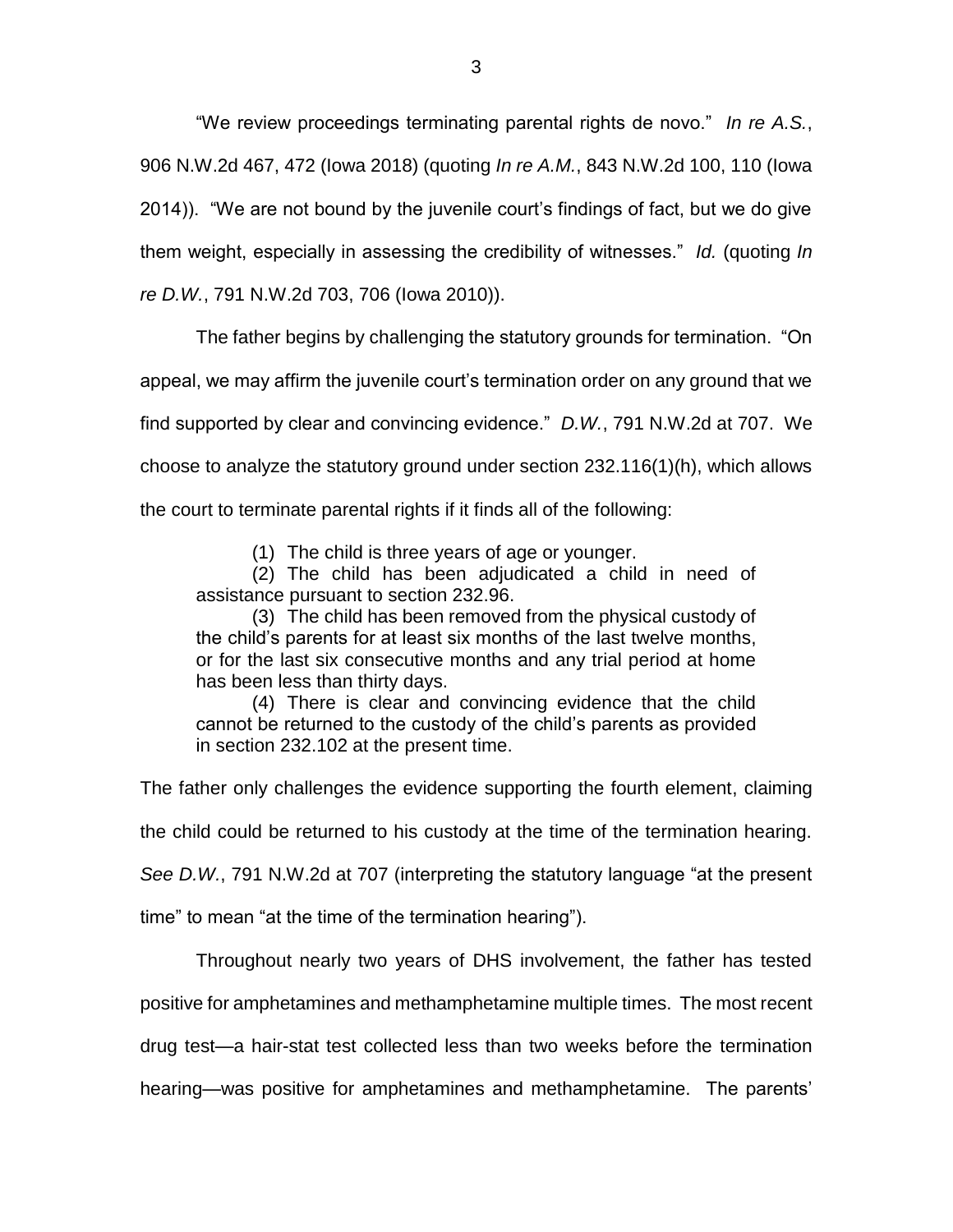"We review proceedings terminating parental rights de novo." *In re A.S.*, 906 N.W.2d 467, 472 (Iowa 2018) (quoting *In re A.M.*, 843 N.W.2d 100, 110 (Iowa 2014)). "We are not bound by the juvenile court's findings of fact, but we do give them weight, especially in assessing the credibility of witnesses." *Id.* (quoting *In re D.W.*, 791 N.W.2d 703, 706 (Iowa 2010)).

The father begins by challenging the statutory grounds for termination. "On appeal, we may affirm the juvenile court's termination order on any ground that we find supported by clear and convincing evidence." *D.W.*, 791 N.W.2d at 707. We choose to analyze the statutory ground under section 232.116(1)(h), which allows the court to terminate parental rights if it finds all of the following:

> (1) The child is three years of age or younger.
>
> (2) The child has been adjudicated a child in need of assistance pursuant to section 232.96.
>
> (3) The child has been removed from the physical custody of the child's parents for at least six months of the last twelve months, or for the last six consecutive months and any trial period at home has been less than thirty days.
>
> (4) There is clear and convincing evidence that the child cannot be returned to the custody of the child's parents as provided in section 232.102 at the present time.

The father only challenges the evidence supporting the fourth element, claiming the child could be returned to his custody at the time of the termination hearing. *See D.W.*, 791 N.W.2d at 707 (interpreting the statutory language "at the present time" to mean "at the time of the termination hearing").

Throughout nearly two years of DHS involvement, the father has tested positive for amphetamines and methamphetamine multiple times. The most recent drug test—a hair-stat test collected less than two weeks before the termination hearing—was positive for amphetamines and methamphetamine. The parents'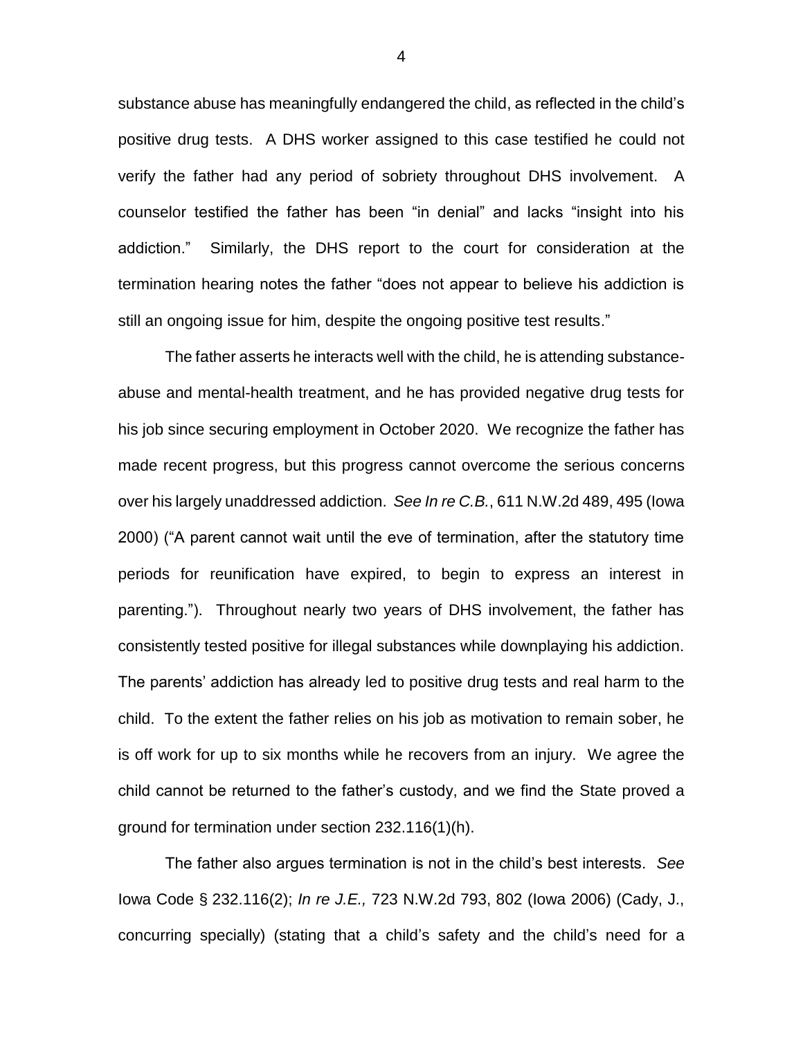substance abuse has meaningfully endangered the child, as reflected in the child's positive drug tests. A DHS worker assigned to this case testified he could not verify the father had any period of sobriety throughout DHS involvement. A counselor testified the father has been "in denial" and lacks "insight into his addiction." Similarly, the DHS report to the court for consideration at the termination hearing notes the father "does not appear to believe his addiction is still an ongoing issue for him, despite the ongoing positive test results."

The father asserts he interacts well with the child, he is attending substance-abuse and mental-health treatment, and he has provided negative drug tests for his job since securing employment in October 2020. We recognize the father has made recent progress, but this progress cannot overcome the serious concerns over his largely unaddressed addiction. *See In re C.B.*, 611 N.W.2d 489, 495 (Iowa 2000) ("A parent cannot wait until the eve of termination, after the statutory time periods for reunification have expired, to begin to express an interest in parenting."). Throughout nearly two years of DHS involvement, the father has consistently tested positive for illegal substances while downplaying his addiction. The parents' addiction has already led to positive drug tests and real harm to the child. To the extent the father relies on his job as motivation to remain sober, he is off work for up to six months while he recovers from an injury. We agree the child cannot be returned to the father's custody, and we find the State proved a ground for termination under section 232.116(1)(h).

The father also argues termination is not in the child's best interests. *See* Iowa Code § 232.116(2); *In re J.E.,* 723 N.W.2d 793, 802 (Iowa 2006) (Cady, J., concurring specially) (stating that a child's safety and the child's need for a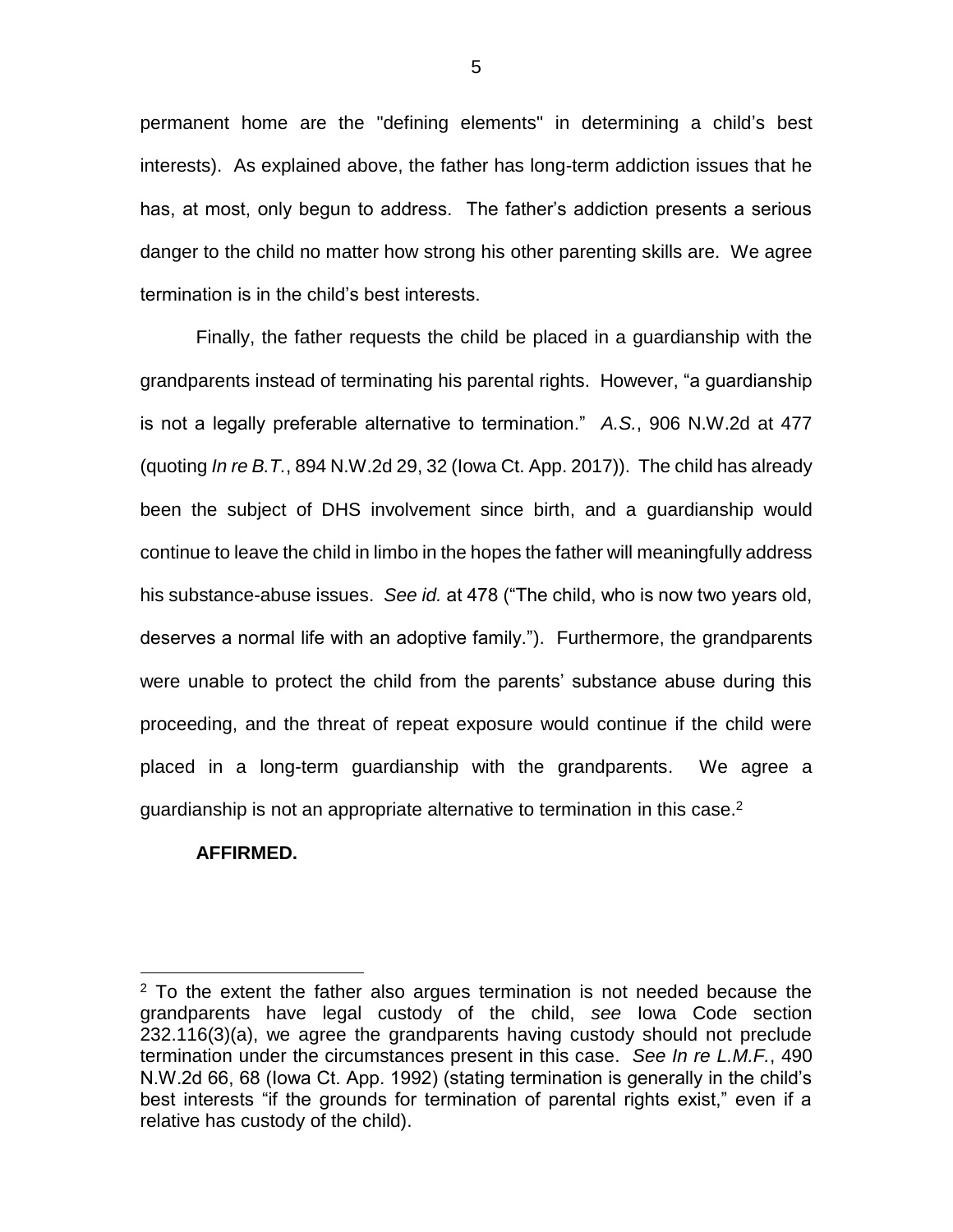permanent home are the "defining elements" in determining a child's best interests). As explained above, the father has long-term addiction issues that he has, at most, only begun to address. The father's addiction presents a serious danger to the child no matter how strong his other parenting skills are. We agree termination is in the child's best interests.

Finally, the father requests the child be placed in a guardianship with the grandparents instead of terminating his parental rights. However, "a guardianship is not a legally preferable alternative to termination." *A.S.*, 906 N.W.2d at 477 (quoting *In re B.T.*, 894 N.W.2d 29, 32 (Iowa Ct. App. 2017)). The child has already been the subject of DHS involvement since birth, and a guardianship would continue to leave the child in limbo in the hopes the father will meaningfully address his substance-abuse issues. *See id.* at 478 ("The child, who is now two years old, deserves a normal life with an adoptive family."). Furthermore, the grandparents were unable to protect the child from the parents' substance abuse during this proceeding, and the threat of repeat exposure would continue if the child were placed in a long-term guardianship with the grandparents. We agree a guardianship is not an appropriate alternative to termination in this case.[2]

**AFFIRMED.**

---

[2] To the extent the father also argues termination is not needed because the grandparents have legal custody of the child, *see* Iowa Code section 232.116(3)(a), we agree the grandparents having custody should not preclude termination under the circumstances present in this case. *See In re L.M.F.*, 490 N.W.2d 66, 68 (Iowa Ct. App. 1992) (stating termination is generally in the child's best interests "if the grounds for termination of parental rights exist," even if a relative has custody of the child).